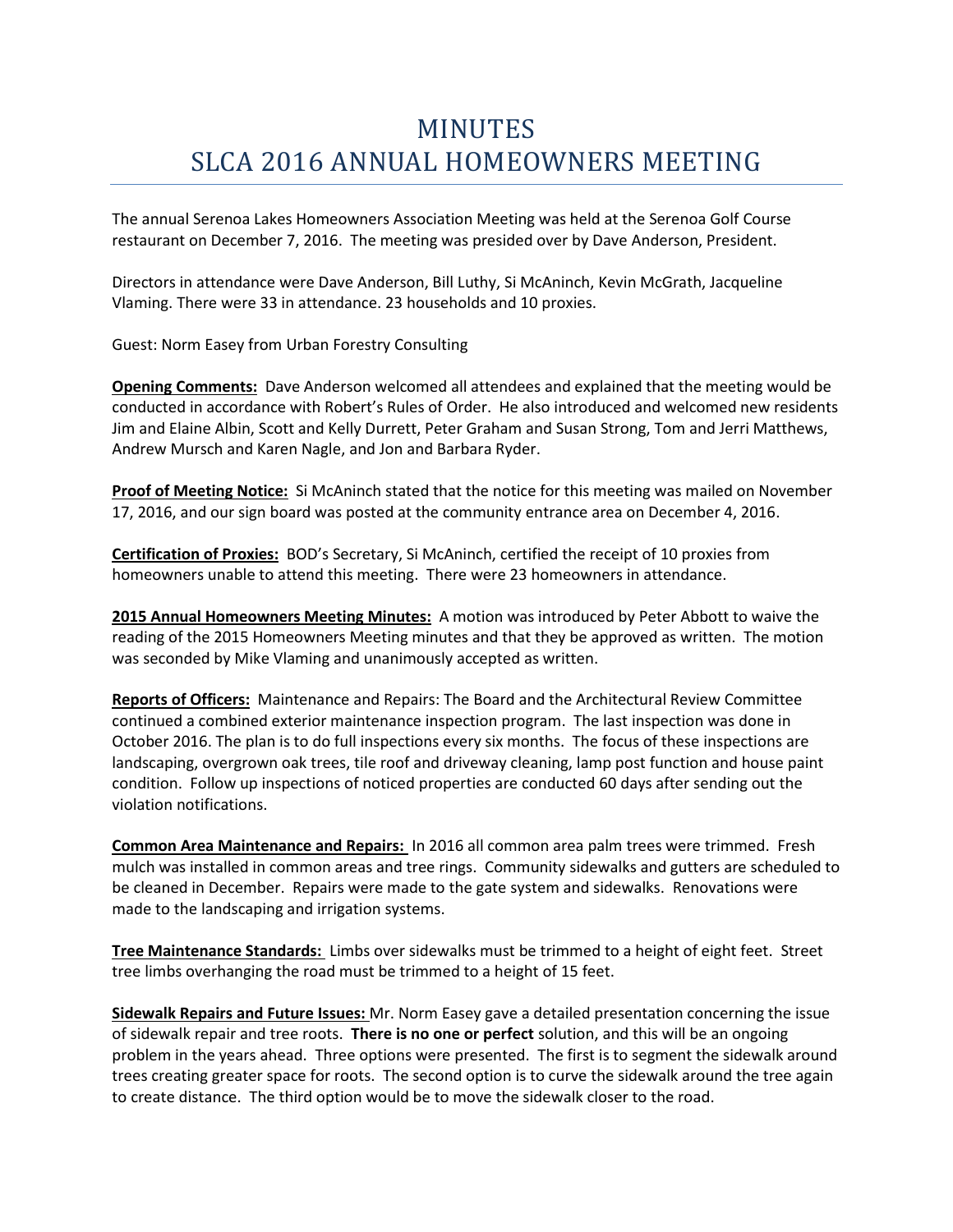# MINUTES
# SLCA 2016 ANNUAL HOMEOWNERS MEETING

The annual Serenoa Lakes Homeowners Association Meeting was held at the Serenoa Golf Course restaurant on December 7, 2016. The meeting was presided over by Dave Anderson, President.

Directors in attendance were Dave Anderson, Bill Luthy, Si McAninch, Kevin McGrath, Jacqueline Vlaming. There were 33 in attendance. 23 households and 10 proxies.

Guest: Norm Easey from Urban Forestry Consulting

**Opening Comments:** Dave Anderson welcomed all attendees and explained that the meeting would be conducted in accordance with Robert's Rules of Order. He also introduced and welcomed new residents Jim and Elaine Albin, Scott and Kelly Durrett, Peter Graham and Susan Strong, Tom and Jerri Matthews, Andrew Mursch and Karen Nagle, and Jon and Barbara Ryder.

**Proof of Meeting Notice:** Si McAninch stated that the notice for this meeting was mailed on November 17, 2016, and our sign board was posted at the community entrance area on December 4, 2016.

**Certification of Proxies:** BOD's Secretary, Si McAninch, certified the receipt of 10 proxies from homeowners unable to attend this meeting. There were 23 homeowners in attendance.

**2015 Annual Homeowners Meeting Minutes:** A motion was introduced by Peter Abbott to waive the reading of the 2015 Homeowners Meeting minutes and that they be approved as written. The motion was seconded by Mike Vlaming and unanimously accepted as written.

**Reports of Officers:** Maintenance and Repairs: The Board and the Architectural Review Committee continued a combined exterior maintenance inspection program. The last inspection was done in October 2016. The plan is to do full inspections every six months. The focus of these inspections are landscaping, overgrown oak trees, tile roof and driveway cleaning, lamp post function and house paint condition. Follow up inspections of noticed properties are conducted 60 days after sending out the violation notifications.

**Common Area Maintenance and Repairs:** In 2016 all common area palm trees were trimmed. Fresh mulch was installed in common areas and tree rings. Community sidewalks and gutters are scheduled to be cleaned in December. Repairs were made to the gate system and sidewalks. Renovations were made to the landscaping and irrigation systems.

**Tree Maintenance Standards:** Limbs over sidewalks must be trimmed to a height of eight feet. Street tree limbs overhanging the road must be trimmed to a height of 15 feet.

**Sidewalk Repairs and Future Issues:** Mr. Norm Easey gave a detailed presentation concerning the issue of sidewalk repair and tree roots. **There is no one or perfect** solution, and this will be an ongoing problem in the years ahead. Three options were presented. The first is to segment the sidewalk around trees creating greater space for roots. The second option is to curve the sidewalk around the tree again to create distance. The third option would be to move the sidewalk closer to the road.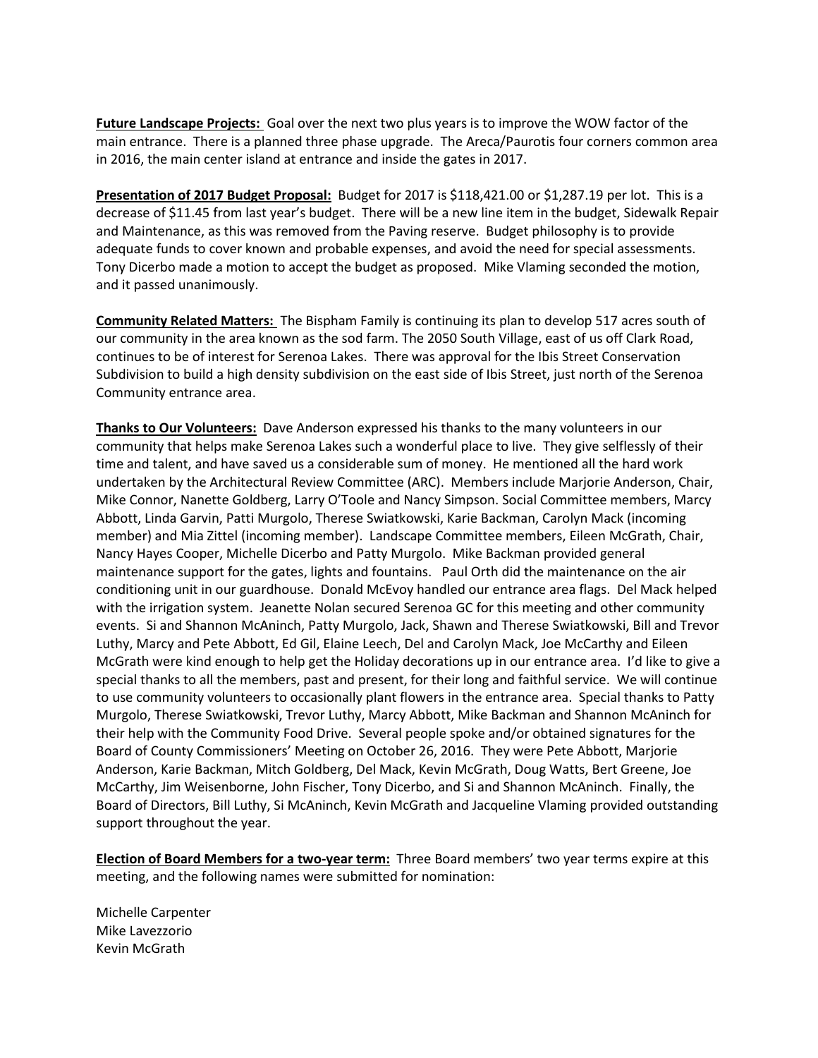**Future Landscape Projects:** Goal over the next two plus years is to improve the WOW factor of the main entrance. There is a planned three phase upgrade. The Areca/Paurotis four corners common area in 2016, the main center island at entrance and inside the gates in 2017.

**Presentation of 2017 Budget Proposal:** Budget for 2017 is $118,421.00 or $1,287.19 per lot. This is a decrease of $11.45 from last year's budget. There will be a new line item in the budget, Sidewalk Repair and Maintenance, as this was removed from the Paving reserve. Budget philosophy is to provide adequate funds to cover known and probable expenses, and avoid the need for special assessments. Tony Dicerbo made a motion to accept the budget as proposed. Mike Vlaming seconded the motion, and it passed unanimously.

**Community Related Matters:** The Bispham Family is continuing its plan to develop 517 acres south of our community in the area known as the sod farm. The 2050 South Village, east of us off Clark Road, continues to be of interest for Serenoa Lakes. There was approval for the Ibis Street Conservation Subdivision to build a high density subdivision on the east side of Ibis Street, just north of the Serenoa Community entrance area.

**Thanks to Our Volunteers:** Dave Anderson expressed his thanks to the many volunteers in our community that helps make Serenoa Lakes such a wonderful place to live. They give selflessly of their time and talent, and have saved us a considerable sum of money. He mentioned all the hard work undertaken by the Architectural Review Committee (ARC). Members include Marjorie Anderson, Chair, Mike Connor, Nanette Goldberg, Larry O'Toole and Nancy Simpson. Social Committee members, Marcy Abbott, Linda Garvin, Patti Murgolo, Therese Swiatkowski, Karie Backman, Carolyn Mack (incoming member) and Mia Zittel (incoming member). Landscape Committee members, Eileen McGrath, Chair, Nancy Hayes Cooper, Michelle Dicerbo and Patty Murgolo. Mike Backman provided general maintenance support for the gates, lights and fountains. Paul Orth did the maintenance on the air conditioning unit in our guardhouse. Donald McEvoy handled our entrance area flags. Del Mack helped with the irrigation system. Jeanette Nolan secured Serenoa GC for this meeting and other community events. Si and Shannon McAninch, Patty Murgolo, Jack, Shawn and Therese Swiatkowski, Bill and Trevor Luthy, Marcy and Pete Abbott, Ed Gil, Elaine Leech, Del and Carolyn Mack, Joe McCarthy and Eileen McGrath were kind enough to help get the Holiday decorations up in our entrance area. I'd like to give a special thanks to all the members, past and present, for their long and faithful service. We will continue to use community volunteers to occasionally plant flowers in the entrance area. Special thanks to Patty Murgolo, Therese Swiatkowski, Trevor Luthy, Marcy Abbott, Mike Backman and Shannon McAninch for their help with the Community Food Drive. Several people spoke and/or obtained signatures for the Board of County Commissioners' Meeting on October 26, 2016. They were Pete Abbott, Marjorie Anderson, Karie Backman, Mitch Goldberg, Del Mack, Kevin McGrath, Doug Watts, Bert Greene, Joe McCarthy, Jim Weisenborne, John Fischer, Tony Dicerbo, and Si and Shannon McAninch. Finally, the Board of Directors, Bill Luthy, Si McAninch, Kevin McGrath and Jacqueline Vlaming provided outstanding support throughout the year.

**Election of Board Members for a two-year term:** Three Board members' two year terms expire at this meeting, and the following names were submitted for nomination:

Michelle Carpenter
Mike Lavezzorio
Kevin McGrath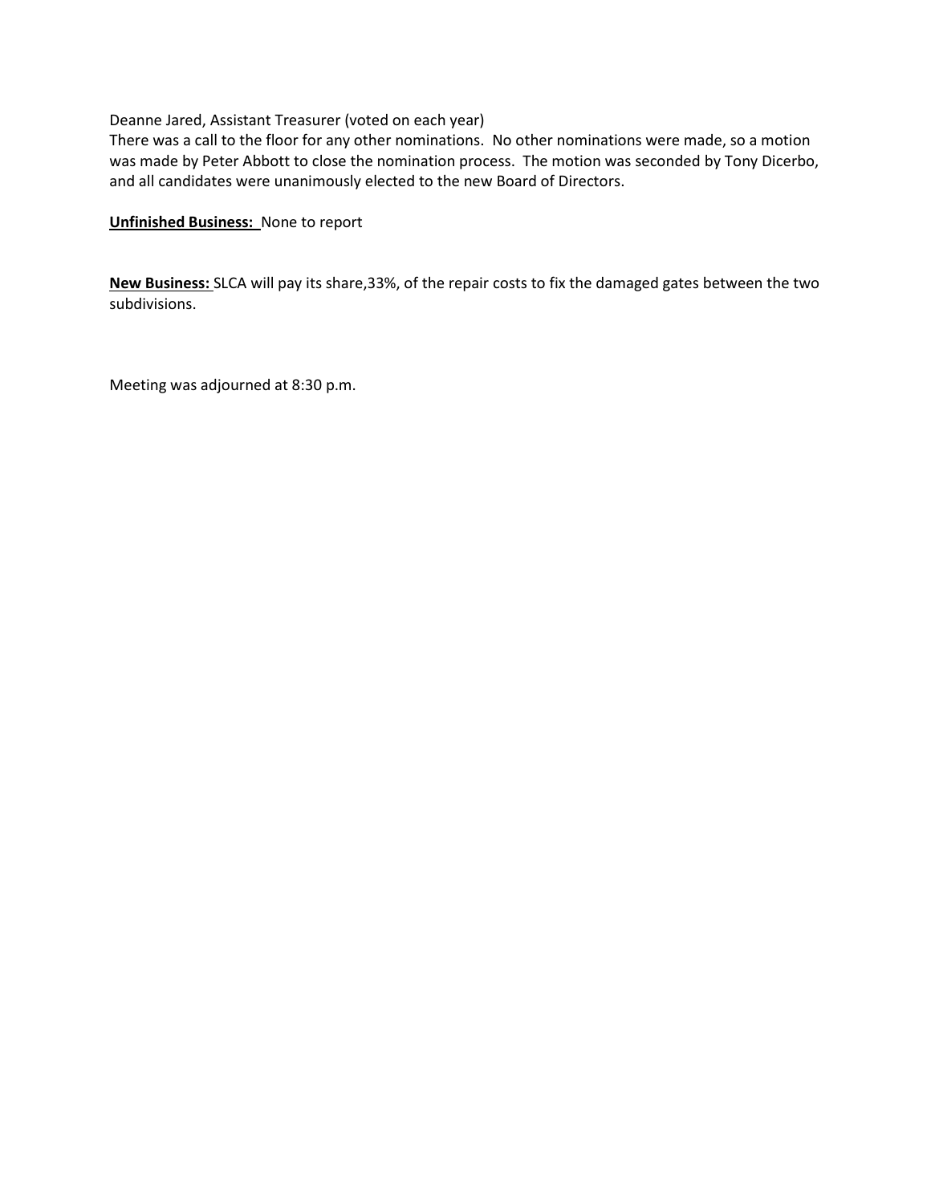Deanne Jared, Assistant Treasurer (voted on each year)
There was a call to the floor for any other nominations. No other nominations were made, so a motion was made by Peter Abbott to close the nomination process. The motion was seconded by Tony Dicerbo, and all candidates were unanimously elected to the new Board of Directors.

**Unfinished Business:** None to report

**New Business:** SLCA will pay its share,33%, of the repair costs to fix the damaged gates between the two subdivisions.

Meeting was adjourned at 8:30 p.m.